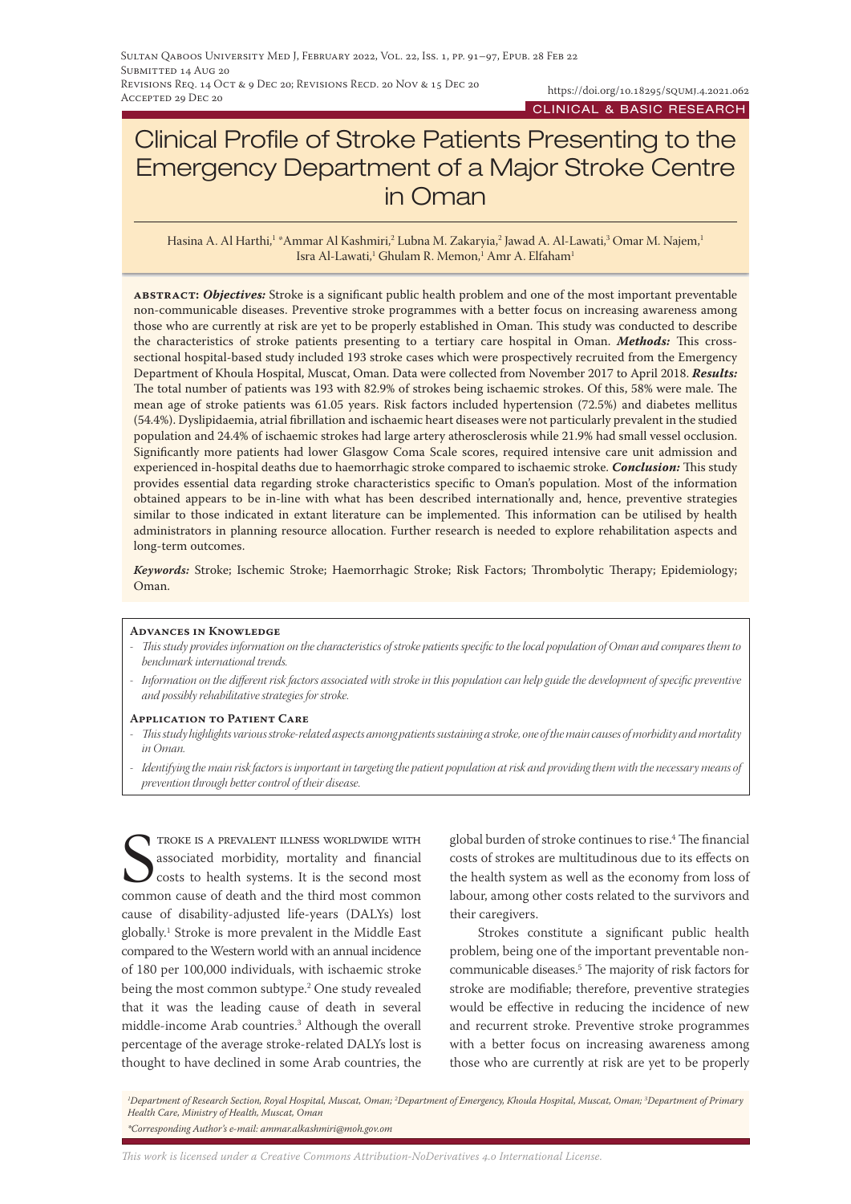Sultan Qaboos University Med J, February 2022, Vol. 22, Iss. 1, pp. 91–97, Epub. 28 Feb 22
Submitted 14 Aug 20
Revisions Req. 14 Oct & 9 Dec 20; Revisions Recd. 20 Nov & 15 Dec 20
Accepted 29 Dec 20

https://doi.org/10.18295/squmj.4.2021.062

CLINICAL & BASIC RESEARCH

# Clinical Profile of Stroke Patients Presenting to the Emergency Department of a Major Stroke Centre in Oman

Hasina A. Al Harthi,[1] *Ammar Al Kashmiri,[2] Lubna M. Zakaryia,[2] Jawad A. Al-Lawati,[3] Omar M. Najem,[1] Isra Al-Lawati,[1] Ghulam R. Memon,[1] Amr A. Elfaham[1]

**abstract:** ***Objectives:*** Stroke is a significant public health problem and one of the most important preventable non-communicable diseases. Preventive stroke programmes with a better focus on increasing awareness among those who are currently at risk are yet to be properly established in Oman. This study was conducted to describe the characteristics of stroke patients presenting to a tertiary care hospital in Oman. ***Methods:*** This cross-sectional hospital-based study included 193 stroke cases which were prospectively recruited from the Emergency Department of Khoula Hospital, Muscat, Oman. Data were collected from November 2017 to April 2018. ***Results:*** The total number of patients was 193 with 82.9% of strokes being ischaemic strokes. Of this, 58% were male. The mean age of stroke patients was 61.05 years. Risk factors included hypertension (72.5%) and diabetes mellitus (54.4%). Dyslipidaemia, atrial fibrillation and ischaemic heart diseases were not particularly prevalent in the studied population and 24.4% of ischaemic strokes had large artery atherosclerosis while 21.9% had small vessel occlusion. Significantly more patients had lower Glasgow Coma Scale scores, required intensive care unit admission and experienced in-hospital deaths due to haemorrhagic stroke compared to ischaemic stroke. ***Conclusion:*** This study provides essential data regarding stroke characteristics specific to Oman's population. Most of the information obtained appears to be in-line with what has been described internationally and, hence, preventive strategies similar to those indicated in extant literature can be implemented. This information can be utilised by health administrators in planning resource allocation. Further research is needed to explore rehabilitation aspects and long-term outcomes.

***Keywords:*** Stroke; Ischemic Stroke; Haemorrhagic Stroke; Risk Factors; Thrombolytic Therapy; Epidemiology; Oman.

**Advances in Knowledge**

- *This study provides information on the characteristics of stroke patients specific to the local population of Oman and compares them to benchmark international trends.*
- *Information on the different risk factors associated with stroke in this population can help guide the development of specific preventive and possibly rehabilitative strategies for stroke.*

**Application to Patient Care**

- *This study highlights various stroke-related aspects among patients sustaining a stroke, one of the main causes of morbidity and mortality in Oman.*
- *Identifying the main risk factors is important in targeting the patient population at risk and providing them with the necessary means of prevention through better control of their disease.*

Stroke is a prevalent illness worldwide with associated morbidity, mortality and financial costs to health systems. It is the second most common cause of death and the third most common cause of disability-adjusted life-years (DALYs) lost globally.[1] Stroke is more prevalent in the Middle East compared to the Western world with an annual incidence of 180 per 100,000 individuals, with ischaemic stroke being the most common subtype.[2] One study revealed that it was the leading cause of death in several middle-income Arab countries.[3] Although the overall percentage of the average stroke-related DALYs lost is thought to have declined in some Arab countries, the global burden of stroke continues to rise.[4] The financial costs of strokes are multitudinous due to its effects on the health system as well as the economy from loss of labour, among other costs related to the survivors and their caregivers.

Strokes constitute a significant public health problem, being one of the important preventable non-communicable diseases.[5] The majority of risk factors for stroke are modifiable; therefore, preventive strategies would be effective in reducing the incidence of new and recurrent stroke. Preventive stroke programmes with a better focus on increasing awareness among those who are currently at risk are yet to be properly

*[1]Department of Research Section, Royal Hospital, Muscat, Oman; [2]Department of Emergency, Khoula Hospital, Muscat, Oman; [3]Department of Primary Health Care, Ministry of Health, Muscat, Oman*

**Corresponding Author's e-mail: ammar.alkashmiri@moh.gov.om*

*This work is licensed under a Creative Commons Attribution-NoDerivatives 4.0 International License.*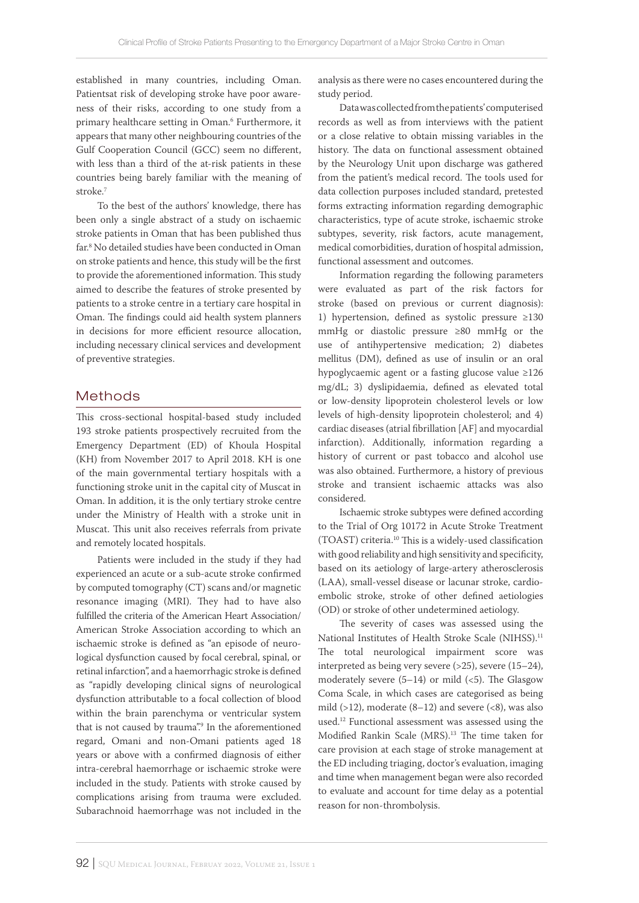established in many countries, including Oman. Patientsat risk of developing stroke have poor awareness of their risks, according to one study from a primary healthcare setting in Oman.[6] Furthermore, it appears that many other neighbouring countries of the Gulf Cooperation Council (GCC) seem no different, with less than a third of the at-risk patients in these countries being barely familiar with the meaning of stroke.[7]

To the best of the authors' knowledge, there has been only a single abstract of a study on ischaemic stroke patients in Oman that has been published thus far.[8] No detailed studies have been conducted in Oman on stroke patients and hence, this study will be the first to provide the aforementioned information. This study aimed to describe the features of stroke presented by patients to a stroke centre in a tertiary care hospital in Oman. The findings could aid health system planners in decisions for more efficient resource allocation, including necessary clinical services and development of preventive strategies.

## Methods

This cross-sectional hospital-based study included 193 stroke patients prospectively recruited from the Emergency Department (ED) of Khoula Hospital (KH) from November 2017 to April 2018. KH is one of the main governmental tertiary hospitals with a functioning stroke unit in the capital city of Muscat in Oman. In addition, it is the only tertiary stroke centre under the Ministry of Health with a stroke unit in Muscat. This unit also receives referrals from private and remotely located hospitals.

Patients were included in the study if they had experienced an acute or a sub-acute stroke confirmed by computed tomography (CT) scans and/or magnetic resonance imaging (MRI). They had to have also fulfilled the criteria of the American Heart Association/American Stroke Association according to which an ischaemic stroke is defined as "an episode of neurological dysfunction caused by focal cerebral, spinal, or retinal infarction", and a haemorrhagic stroke is defined as "rapidly developing clinical signs of neurological dysfunction attributable to a focal collection of blood within the brain parenchyma or ventricular system that is not caused by trauma".[9] In the aforementioned regard, Omani and non-Omani patients aged 18 years or above with a confirmed diagnosis of either intra-cerebral haemorrhage or ischaemic stroke were included in the study. Patients with stroke caused by complications arising from trauma were excluded. Subarachnoid haemorrhage was not included in the analysis as there were no cases encountered during the study period.

Data was collected from the patients' computerised records as well as from interviews with the patient or a close relative to obtain missing variables in the history. The data on functional assessment obtained by the Neurology Unit upon discharge was gathered from the patient's medical record. The tools used for data collection purposes included standard, pretested forms extracting information regarding demographic characteristics, type of acute stroke, ischaemic stroke subtypes, severity, risk factors, acute management, medical comorbidities, duration of hospital admission, functional assessment and outcomes.

Information regarding the following parameters were evaluated as part of the risk factors for stroke (based on previous or current diagnosis): 1) hypertension, defined as systolic pressure ≥130 mmHg or diastolic pressure ≥80 mmHg or the use of antihypertensive medication; 2) diabetes mellitus (DM), defined as use of insulin or an oral hypoglycaemic agent or a fasting glucose value ≥126 mg/dL; 3) dyslipidaemia, defined as elevated total or low-density lipoprotein cholesterol levels or low levels of high-density lipoprotein cholesterol; and 4) cardiac diseases (atrial fibrillation [AF] and myocardial infarction). Additionally, information regarding a history of current or past tobacco and alcohol use was also obtained. Furthermore, a history of previous stroke and transient ischaemic attacks was also considered.

Ischaemic stroke subtypes were defined according to the Trial of Org 10172 in Acute Stroke Treatment (TOAST) criteria.[10] This is a widely-used classification with good reliability and high sensitivity and specificity, based on its aetiology of large-artery atherosclerosis (LAA), small-vessel disease or lacunar stroke, cardio-embolic stroke, stroke of other defined aetiologies (OD) or stroke of other undetermined aetiology.

The severity of cases was assessed using the National Institutes of Health Stroke Scale (NIHSS).[11] The total neurological impairment score was interpreted as being very severe (>25), severe (15–24), moderately severe (5–14) or mild (<5). The Glasgow Coma Scale, in which cases are categorised as being mild (>12), moderate (8–12) and severe (<8), was also used.[12] Functional assessment was assessed using the Modified Rankin Scale (MRS).[13] The time taken for care provision at each stage of stroke management at the ED including triaging, doctor's evaluation, imaging and time when management began were also recorded to evaluate and account for time delay as a potential reason for non-thrombolysis.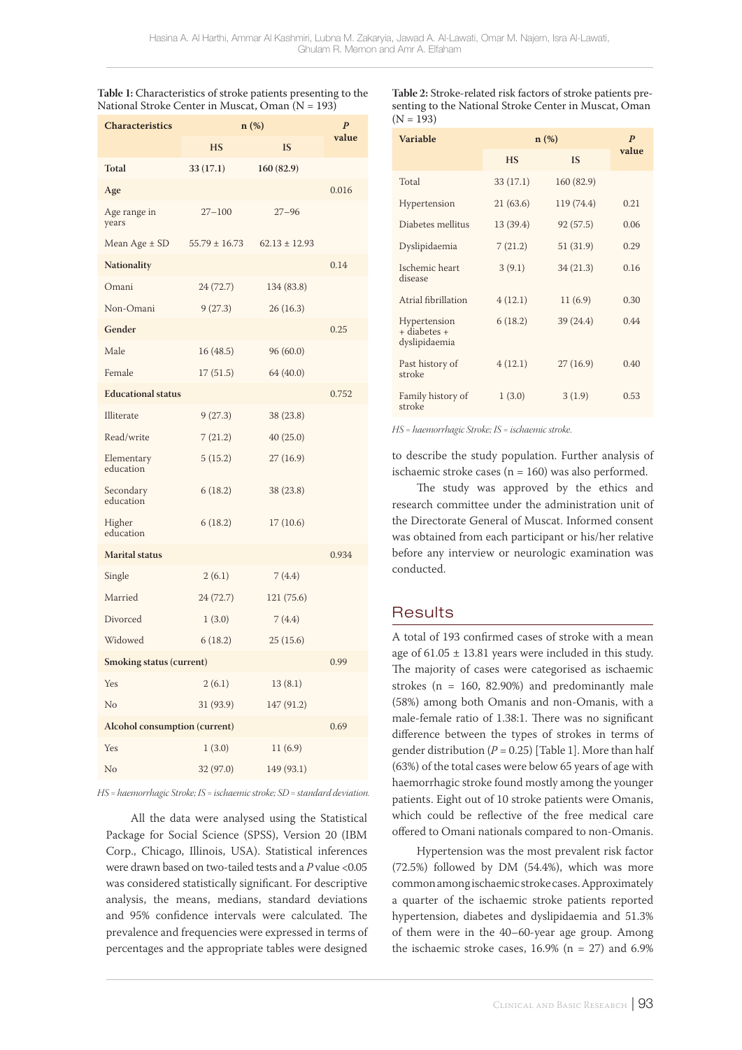**Table 1:** Characteristics of stroke patients presenting to the National Stroke Center in Muscat, Oman (N = 193)

| Characteristics | n (%) | | *P* value |
|---|---|---|---|
| | HS | IS | |
| **Total** | **33 (17.1)** | **160 (82.9)** | |
| **Age** | | | 0.016 |
| Age range in years | 27–100 | 27–96 | |
| Mean Age ± SD | 55.79 ± 16.73 | 62.13 ± 12.93 | |
| **Nationality** | | | 0.14 |
| Omani | 24 (72.7) | 134 (83.8) | |
| Non-Omani | 9 (27.3) | 26 (16.3) | |
| **Gender** | | | 0.25 |
| Male | 16 (48.5) | 96 (60.0) | |
| Female | 17 (51.5) | 64 (40.0) | |
| **Educational status** | | | 0.752 |
| Illiterate | 9 (27.3) | 38 (23.8) | |
| Read/write | 7 (21.2) | 40 (25.0) | |
| Elementary education | 5 (15.2) | 27 (16.9) | |
| Secondary education | 6 (18.2) | 38 (23.8) | |
| Higher education | 6 (18.2) | 17 (10.6) | |
| **Marital status** | | | 0.934 |
| Single | 2 (6.1) | 7 (4.4) | |
| Married | 24 (72.7) | 121 (75.6) | |
| Divorced | 1 (3.0) | 7 (4.4) | |
| Widowed | 6 (18.2) | 25 (15.6) | |
| **Smoking status (current)** | | | 0.99 |
| Yes | 2 (6.1) | 13 (8.1) | |
| No | 31 (93.9) | 147 (91.2) | |
| **Alcohol consumption (current)** | | | 0.69 |
| Yes | 1 (3.0) | 11 (6.9) | |
| No | 32 (97.0) | 149 (93.1) | |

*HS = haemorrhagic Stroke; IS = ischaemic stroke; SD = standard deviation.*

All the data were analysed using the Statistical Package for Social Science (SPSS), Version 20 (IBM Corp., Chicago, Illinois, USA). Statistical inferences were drawn based on two-tailed tests and a *P* value <0.05 was considered statistically significant. For descriptive analysis, the means, medians, standard deviations and 95% confidence intervals were calculated. The prevalence and frequencies were expressed in terms of percentages and the appropriate tables were designed to describe the study population. Further analysis of ischaemic stroke cases (n = 160) was also performed.

The study was approved by the ethics and research committee under the administration unit of the Directorate General of Muscat. Informed consent was obtained from each participant or his/her relative before any interview or neurologic examination was conducted.

**Table 2:** Stroke-related risk factors of stroke patients presenting to the National Stroke Center in Muscat, Oman (N = 193)

| Variable | n (%) | | *P* value |
|---|---|---|---|
| | HS | IS | |
| Total | 33 (17.1) | 160 (82.9) | |
| Hypertension | 21 (63.6) | 119 (74.4) | 0.21 |
| Diabetes mellitus | 13 (39.4) | 92 (57.5) | 0.06 |
| Dyslipidaemia | 7 (21.2) | 51 (31.9) | 0.29 |
| Ischemic heart disease | 3 (9.1) | 34 (21.3) | 0.16 |
| Atrial fibrillation | 4 (12.1) | 11 (6.9) | 0.30 |
| Hypertension + diabetes + dyslipidaemia | 6 (18.2) | 39 (24.4) | 0.44 |
| Past history of stroke | 4 (12.1) | 27 (16.9) | 0.40 |
| Family history of stroke | 1 (3.0) | 3 (1.9) | 0.53 |

*HS = haemorrhagic Stroke; IS = ischaemic stroke.*

## Results

A total of 193 confirmed cases of stroke with a mean age of 61.05 ± 13.81 years were included in this study. The majority of cases were categorised as ischaemic strokes (n = 160, 82.90%) and predominantly male (58%) among both Omanis and non-Omanis, with a male-female ratio of 1.38:1. There was no significant difference between the types of strokes in terms of gender distribution (*P* = 0.25) [Table 1]. More than half (63%) of the total cases were below 65 years of age with haemorrhagic stroke found mostly among the younger patients. Eight out of 10 stroke patients were Omanis, which could be reflective of the free medical care offered to Omani nationals compared to non-Omanis.

Hypertension was the most prevalent risk factor (72.5%) followed by DM (54.4%), which was more common among ischaemic stroke cases. Approximately a quarter of the ischaemic stroke patients reported hypertension, diabetes and dyslipidaemia and 51.3% of them were in the 40–60-year age group. Among the ischaemic stroke cases, 16.9% (n = 27) and 6.9%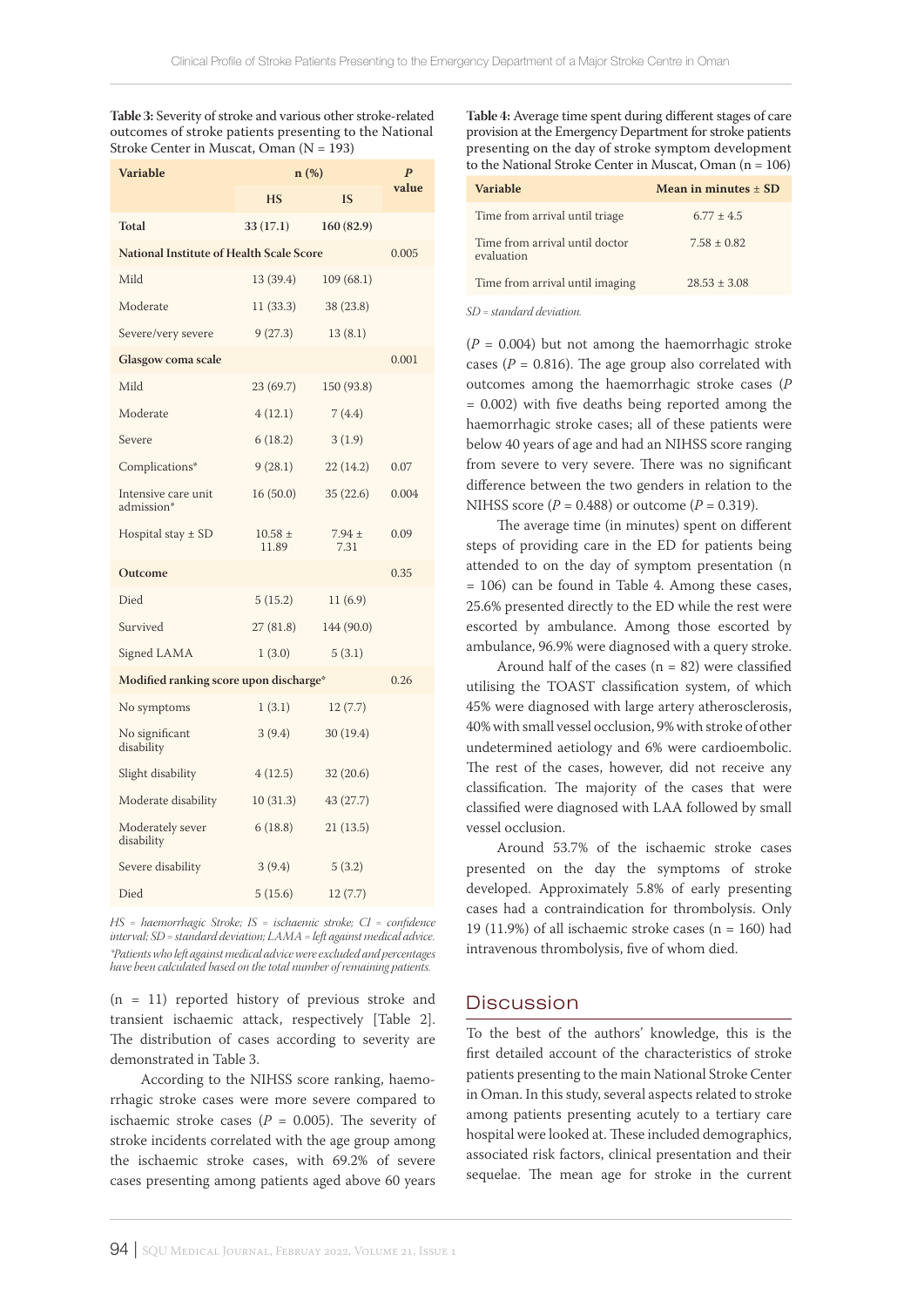**Table 3:** Severity of stroke and various other stroke-related outcomes of stroke patients presenting to the National Stroke Center in Muscat, Oman (N = 193)

| Variable | n (%) | | *P* value |
|---|---|---|---|
| | HS | IS | |
| **Total** | **33 (17.1)** | **160 (82.9)** | |
| **National Institute of Health Scale Score** | | | 0.005 |
| Mild | 13 (39.4) | 109 (68.1) | |
| Moderate | 11 (33.3) | 38 (23.8) | |
| Severe/very severe | 9 (27.3) | 13 (8.1) | |
| **Glasgow coma scale** | | | 0.001 |
| Mild | 23 (69.7) | 150 (93.8) | |
| Moderate | 4 (12.1) | 7 (4.4) | |
| Severe | 6 (18.2) | 3 (1.9) | |
| Complications* | 9 (28.1) | 22 (14.2) | 0.07 |
| Intensive care unit admission* | 16 (50.0) | 35 (22.6) | 0.004 |
| Hospital stay ± SD | 10.58 ± 11.89 | 7.94 ± 7.31 | 0.09 |
| **Outcome** | | | 0.35 |
| Died | 5 (15.2) | 11 (6.9) | |
| Survived | 27 (81.8) | 144 (90.0) | |
| Signed LAMA | 1 (3.0) | 5 (3.1) | |
| **Modified ranking score upon discharge*** | | | 0.26 |
| No symptoms | 1 (3.1) | 12 (7.7) | |
| No significant disability | 3 (9.4) | 30 (19.4) | |
| Slight disability | 4 (12.5) | 32 (20.6) | |
| Moderate disability | 10 (31.3) | 43 (27.7) | |
| Moderately sever disability | 6 (18.8) | 21 (13.5) | |
| Severe disability | 3 (9.4) | 5 (3.2) | |
| Died | 5 (15.6) | 12 (7.7) | |

*HS = haemorrhagic Stroke; IS = ischaemic stroke; CI = confidence interval; SD = standard deviation; LAMA = left against medical advice.*
*\*Patients who left against medical advice were excluded and percentages have been calculated based on the total number of remaining patients.*

(n = 11) reported history of previous stroke and transient ischaemic attack, respectively [Table 2]. The distribution of cases according to severity are demonstrated in Table 3.

According to the NIHSS score ranking, haemorrhagic stroke cases were more severe compared to ischaemic stroke cases ($P$ = 0.005). The severity of stroke incidents correlated with the age group among the ischaemic stroke cases, with 69.2% of severe cases presenting among patients aged above 60 years ($P$ = 0.004) but not among the haemorrhagic stroke cases ($P$ = 0.816). The age group also correlated with outcomes among the haemorrhagic stroke cases ($P$ = 0.002) with five deaths being reported among the haemorrhagic stroke cases; all of these patients were below 40 years of age and had an NIHSS score ranging from severe to very severe. There was no significant difference between the two genders in relation to the NIHSS score ($P$ = 0.488) or outcome ($P$ = 0.319).

**Table 4:** Average time spent during different stages of care provision at the Emergency Department for stroke patients presenting on the day of stroke symptom development to the National Stroke Center in Muscat, Oman (n = 106)

| Variable | Mean in minutes ± SD |
|---|---|
| Time from arrival until triage | 6.77 ± 4.5 |
| Time from arrival until doctor evaluation | 7.58 ± 0.82 |
| Time from arrival until imaging | 28.53 ± 3.08 |

*SD = standard deviation.*

The average time (in minutes) spent on different steps of providing care in the ED for patients being attended to on the day of symptom presentation (n = 106) can be found in Table 4. Among these cases, 25.6% presented directly to the ED while the rest were escorted by ambulance. Among those escorted by ambulance, 96.9% were diagnosed with a query stroke.

Around half of the cases (n = 82) were classified utilising the TOAST classification system, of which 45% were diagnosed with large artery atherosclerosis, 40% with small vessel occlusion, 9% with stroke of other undetermined aetiology and 6% were cardioembolic. The rest of the cases, however, did not receive any classification. The majority of the cases that were classified were diagnosed with LAA followed by small vessel occlusion.

Around 53.7% of the ischaemic stroke cases presented on the day the symptoms of stroke developed. Approximately 5.8% of early presenting cases had a contraindication for thrombolysis. Only 19 (11.9%) of all ischaemic stroke cases (n = 160) had intravenous thrombolysis, five of whom died.

## Discussion

To the best of the authors' knowledge, this is the first detailed account of the characteristics of stroke patients presenting to the main National Stroke Center in Oman. In this study, several aspects related to stroke among patients presenting acutely to a tertiary care hospital were looked at. These included demographics, associated risk factors, clinical presentation and their sequelae. The mean age for stroke in the current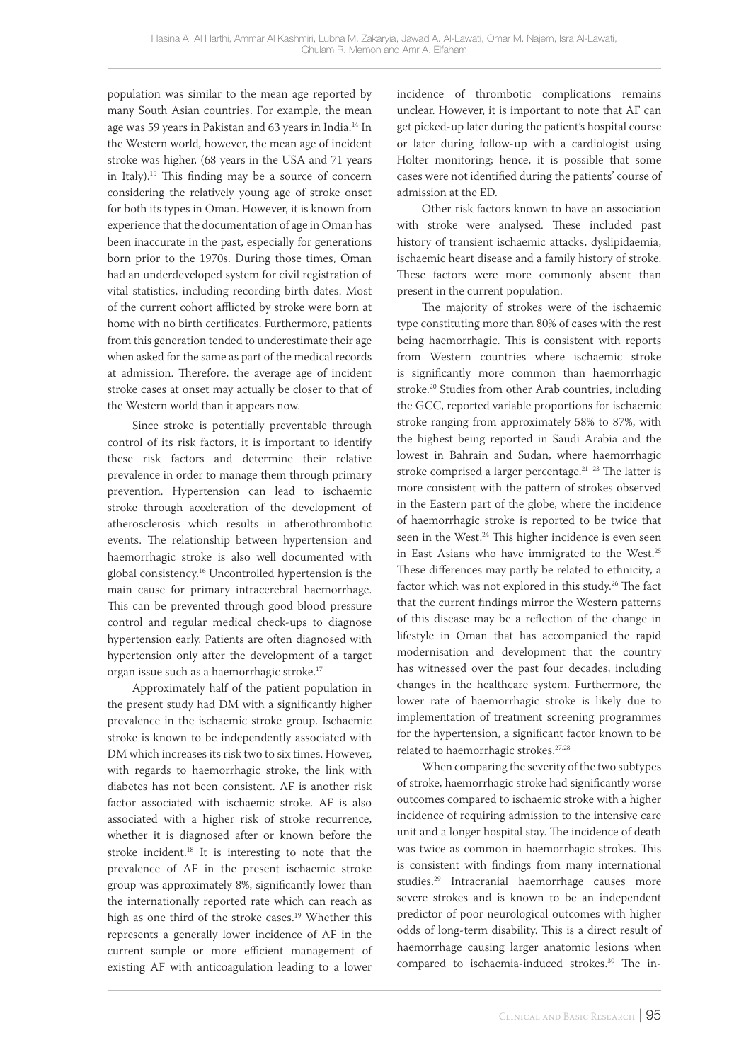population was similar to the mean age reported by many South Asian countries. For example, the mean age was 59 years in Pakistan and 63 years in India.[14] In the Western world, however, the mean age of incident stroke was higher, (68 years in the USA and 71 years in Italy).[15] This finding may be a source of concern considering the relatively young age of stroke onset for both its types in Oman. However, it is known from experience that the documentation of age in Oman has been inaccurate in the past, especially for generations born prior to the 1970s. During those times, Oman had an underdeveloped system for civil registration of vital statistics, including recording birth dates. Most of the current cohort afflicted by stroke were born at home with no birth certificates. Furthermore, patients from this generation tended to underestimate their age when asked for the same as part of the medical records at admission. Therefore, the average age of incident stroke cases at onset may actually be closer to that of the Western world than it appears now.

Since stroke is potentially preventable through control of its risk factors, it is important to identify these risk factors and determine their relative prevalence in order to manage them through primary prevention. Hypertension can lead to ischaemic stroke through acceleration of the development of atherosclerosis which results in atherothrombotic events. The relationship between hypertension and haemorrhagic stroke is also well documented with global consistency.[16] Uncontrolled hypertension is the main cause for primary intracerebral haemorrhage. This can be prevented through good blood pressure control and regular medical check-ups to diagnose hypertension early. Patients are often diagnosed with hypertension only after the development of a target organ issue such as a haemorrhagic stroke.[17]

Approximately half of the patient population in the present study had DM with a significantly higher prevalence in the ischaemic stroke group. Ischaemic stroke is known to be independently associated with DM which increases its risk two to six times. However, with regards to haemorrhagic stroke, the link with diabetes has not been consistent. AF is another risk factor associated with ischaemic stroke. AF is also associated with a higher risk of stroke recurrence, whether it is diagnosed after or known before the stroke incident.[18] It is interesting to note that the prevalence of AF in the present ischaemic stroke group was approximately 8%, significantly lower than the internationally reported rate which can reach as high as one third of the stroke cases.[19] Whether this represents a generally lower incidence of AF in the current sample or more efficient management of existing AF with anticoagulation leading to a lower incidence of thrombotic complications remains unclear. However, it is important to note that AF can get picked-up later during the patient's hospital course or later during follow-up with a cardiologist using Holter monitoring; hence, it is possible that some cases were not identified during the patients' course of admission at the ED.

Other risk factors known to have an association with stroke were analysed. These included past history of transient ischaemic attacks, dyslipidaemia, ischaemic heart disease and a family history of stroke. These factors were more commonly absent than present in the current population.

The majority of strokes were of the ischaemic type constituting more than 80% of cases with the rest being haemorrhagic. This is consistent with reports from Western countries where ischaemic stroke is significantly more common than haemorrhagic stroke.[20] Studies from other Arab countries, including the GCC, reported variable proportions for ischaemic stroke ranging from approximately 58% to 87%, with the highest being reported in Saudi Arabia and the lowest in Bahrain and Sudan, where haemorrhagic stroke comprised a larger percentage.[21–23] The latter is more consistent with the pattern of strokes observed in the Eastern part of the globe, where the incidence of haemorrhagic stroke is reported to be twice that seen in the West.[24] This higher incidence is even seen in East Asians who have immigrated to the West.[25] These differences may partly be related to ethnicity, a factor which was not explored in this study.[26] The fact that the current findings mirror the Western patterns of this disease may be a reflection of the change in lifestyle in Oman that has accompanied the rapid modernisation and development that the country has witnessed over the past four decades, including changes in the healthcare system. Furthermore, the lower rate of haemorrhagic stroke is likely due to implementation of treatment screening programmes for the hypertension, a significant factor known to be related to haemorrhagic strokes.[27,28]

When comparing the severity of the two subtypes of stroke, haemorrhagic stroke had significantly worse outcomes compared to ischaemic stroke with a higher incidence of requiring admission to the intensive care unit and a longer hospital stay. The incidence of death was twice as common in haemorrhagic strokes. This is consistent with findings from many international studies.[29] Intracranial haemorrhage causes more severe strokes and is known to be an independent predictor of poor neurological outcomes with higher odds of long-term disability. This is a direct result of haemorrhage causing larger anatomic lesions when compared to ischaemia-induced strokes.[30] The in-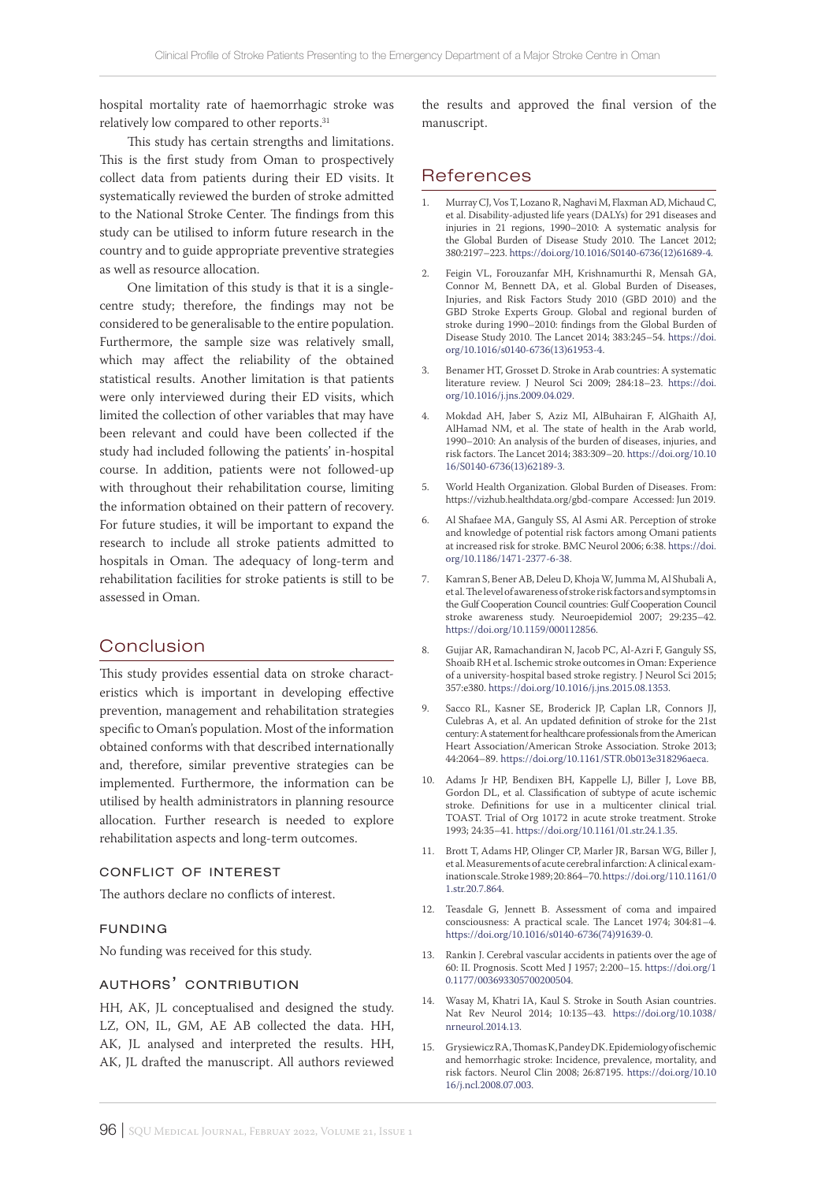hospital mortality rate of haemorrhagic stroke was relatively low compared to other reports.[31]

This study has certain strengths and limitations. This is the first study from Oman to prospectively collect data from patients during their ED visits. It systematically reviewed the burden of stroke admitted to the National Stroke Center. The findings from this study can be utilised to inform future research in the country and to guide appropriate preventive strategies as well as resource allocation.

One limitation of this study is that it is a single-centre study; therefore, the findings may not be considered to be generalisable to the entire population. Furthermore, the sample size was relatively small, which may affect the reliability of the obtained statistical results. Another limitation is that patients were only interviewed during their ED visits, which limited the collection of other variables that may have been relevant and could have been collected if the study had included following the patients' in-hospital course. In addition, patients were not followed-up with throughout their rehabilitation course, limiting the information obtained on their pattern of recovery. For future studies, it will be important to expand the research to include all stroke patients admitted to hospitals in Oman. The adequacy of long-term and rehabilitation facilities for stroke patients is still to be assessed in Oman.

## Conclusion

This study provides essential data on stroke characteristics which is important in developing effective prevention, management and rehabilitation strategies specific to Oman's population. Most of the information obtained conforms with that described internationally and, therefore, similar preventive strategies can be implemented. Furthermore, the information can be utilised by health administrators in planning resource allocation. Further research is needed to explore rehabilitation aspects and long-term outcomes.

### Conflict of Interest

The authors declare no conflicts of interest.

### Funding

No funding was received for this study.

### Authors' Contribution

HH, AK, JL conceptualised and designed the study. LZ, ON, IL, GM, AE AB collected the data. HH, AK, JL analysed and interpreted the results. HH, AK, JL drafted the manuscript. All authors reviewed the results and approved the final version of the manuscript.

## References

1. Murray CJ, Vos T, Lozano R, Naghavi M, Flaxman AD, Michaud C, et al. Disability-adjusted life years (DALYs) for 291 diseases and injuries in 21 regions, 1990–2010: A systematic analysis for the Global Burden of Disease Study 2010. The Lancet 2012; 380:2197–223. https://doi.org/10.1016/S0140-6736(12)61689-4.
2. Feigin VL, Forouzanfar MH, Krishnamurthi R, Mensah GA, Connor M, Bennett DA, et al. Global Burden of Diseases, Injuries, and Risk Factors Study 2010 (GBD 2010) and the GBD Stroke Experts Group. Global and regional burden of stroke during 1990–2010: findings from the Global Burden of Disease Study 2010. The Lancet 2014; 383:245–54. https://doi.org/10.1016/s0140-6736(13)61953-4.
3. Benamer HT, Grosset D. Stroke in Arab countries: A systematic literature review. J Neurol Sci 2009; 284:18–23. https://doi.org/10.1016/j.jns.2009.04.029.
4. Mokdad AH, Jaber S, Aziz MI, AlBuhairan F, AlGhaith AJ, AlHamad NM, et al. The state of health in the Arab world, 1990–2010: An analysis of the burden of diseases, injuries, and risk factors. The Lancet 2014; 383:309–20. https://doi.org/10.1016/S0140-6736(13)62189-3.
5. World Health Organization. Global Burden of Diseases. From: https://vizhub.healthdata.org/gbd-compare Accessed: Jun 2019.
6. Al Shafaee MA, Ganguly SS, Al Asmi AR. Perception of stroke and knowledge of potential risk factors among Omani patients at increased risk for stroke. BMC Neurol 2006; 6:38. https://doi.org/10.1186/1471-2377-6-38.
7. Kamran S, Bener AB, Deleu D, Khoja W, Jumma M, Al Shubali A, et al. The level of awareness of stroke risk factors and symptoms in the Gulf Cooperation Council countries: Gulf Cooperation Council stroke awareness study. Neuroepidemiol 2007; 29:235–42. https://doi.org/10.1159/000112856.
8. Gujjar AR, Ramachandiran N, Jacob PC, Al-Azri F, Ganguly SS, Shoaib RH et al. Ischemic stroke outcomes in Oman: Experience of a university-hospital based stroke registry. J Neurol Sci 2015; 357:e380. https://doi.org/10.1016/j.jns.2015.08.1353.
9. Sacco RL, Kasner SE, Broderick JP, Caplan LR, Connors JJ, Culebras A, et al. An updated definition of stroke for the 21st century: A statement for healthcare professionals from the American Heart Association/American Stroke Association. Stroke 2013; 44:2064–89. https://doi.org/10.1161/STR.0b013e318296aeca.
10. Adams Jr HP, Bendixen BH, Kappelle LJ, Biller J, Love BB, Gordon DL, et al. Classification of subtype of acute ischemic stroke. Definitions for use in a multicenter clinical trial. TOAST. Trial of Org 10172 in acute stroke treatment. Stroke 1993; 24:35–41. https://doi.org/10.1161/01.str.24.1.35.
11. Brott T, Adams HP, Olinger CP, Marler JR, Barsan WG, Biller J, et al. Measurements of acute cerebral infarction: A clinical examination scale. Stroke 1989; 20:864–70. https://doi.org/110.1161/01.str.20.7.864.
12. Teasdale G, Jennett B. Assessment of coma and impaired consciousness: A practical scale. The Lancet 1974; 304:81–4. https://doi.org/10.1016/s0140-6736(74)91639-0.
13. Rankin J. Cerebral vascular accidents in patients over the age of 60: II. Prognosis. Scott Med J 1957; 2:200–15. https://doi.org/10.1177/003693305700200504.
14. Wasay M, Khatri IA, Kaul S. Stroke in South Asian countries. Nat Rev Neurol 2014; 10:135–43. https://doi.org/10.1038/nrneurol.2014.13.
15. Grysiewicz RA, Thomas K, Pandey DK. Epidemiology of ischemic and hemorrhagic stroke: Incidence, prevalence, mortality, and risk factors. Neurol Clin 2008; 26:87195. https://doi.org/10.1016/j.ncl.2008.07.003.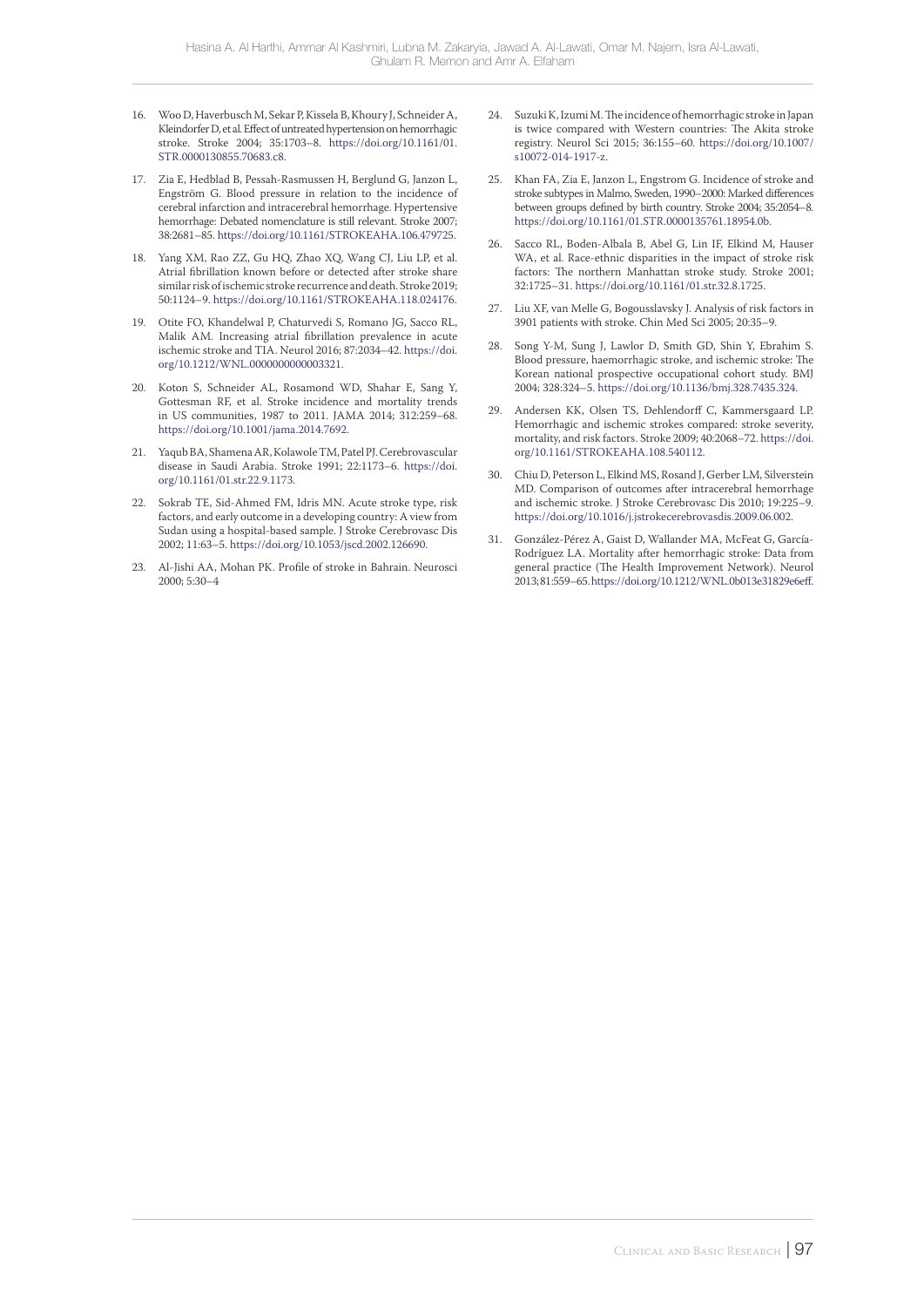16. Woo D, Haverbusch M, Sekar P, Kissela B, Khoury J, Schneider A, Kleindorfer D, et al. Effect of untreated hypertension on hemorrhagic stroke. Stroke 2004; 35:1703–8. https://doi.org/10.1161/01.STR.0000130855.70683.c8.

17. Zia E, Hedblad B, Pessah-Rasmussen H, Berglund G, Janzon L, Engström G. Blood pressure in relation to the incidence of cerebral infarction and intracerebral hemorrhage. Hypertensive hemorrhage: Debated nomenclature is still relevant. Stroke 2007; 38:2681–85. https://doi.org/10.1161/STROKEAHA.106.479725.

18. Yang XM, Rao ZZ, Gu HQ, Zhao XQ, Wang CJ, Liu LP, et al. Atrial fibrillation known before or detected after stroke share similar risk of ischemic stroke recurrence and death. Stroke 2019; 50:1124–9. https://doi.org/10.1161/STROKEAHA.118.024176.

19. Otite FO, Khandelwal P, Chaturvedi S, Romano JG, Sacco RL, Malik AM. Increasing atrial fibrillation prevalence in acute ischemic stroke and TIA. Neurol 2016; 87:2034–42. https://doi.org/10.1212/WNL.0000000000003321.

20. Koton S, Schneider AL, Rosamond WD, Shahar E, Sang Y, Gottesman RF, et al. Stroke incidence and mortality trends in US communities, 1987 to 2011. JAMA 2014; 312:259–68. https://doi.org/10.1001/jama.2014.7692.

21. Yaqub BA, Shamena AR, Kolawole TM, Patel PJ. Cerebrovascular disease in Saudi Arabia. Stroke 1991; 22:1173–6. https://doi.org/10.1161/01.str.22.9.1173.

22. Sokrab TE, Sid-Ahmed FM, Idris MN. Acute stroke type, risk factors, and early outcome in a developing country: A view from Sudan using a hospital-based sample. J Stroke Cerebrovasc Dis 2002; 11:63–5. https://doi.org/10.1053/jscd.2002.126690.

23. Al-Jishi AA, Mohan PK. Profile of stroke in Bahrain. Neurosci 2000; 5:30–4

24. Suzuki K, Izumi M. The incidence of hemorrhagic stroke in Japan is twice compared with Western countries: The Akita stroke registry. Neurol Sci 2015; 36:155–60. https://doi.org/10.1007/s10072-014-1917-z.

25. Khan FA, Zia E, Janzon L, Engstrom G. Incidence of stroke and stroke subtypes in Malmo, Sweden, 1990–2000: Marked differences between groups defined by birth country. Stroke 2004; 35:2054–8. https://doi.org/10.1161/01.STR.0000135761.18954.0b.

26. Sacco RL, Boden-Albala B, Abel G, Lin IF, Elkind M, Hauser WA, et al. Race-ethnic disparities in the impact of stroke risk factors: The northern Manhattan stroke study. Stroke 2001; 32:1725–31. https://doi.org/10.1161/01.str.32.8.1725.

27. Liu XF, van Melle G, Bogousslavsky J. Analysis of risk factors in 3901 patients with stroke. Chin Med Sci 2005; 20:35–9.

28. Song Y-M, Sung J, Lawlor D, Smith GD, Shin Y, Ebrahim S. Blood pressure, haemorrhagic stroke, and ischemic stroke: The Korean national prospective occupational cohort study. BMJ 2004; 328:324–5. https://doi.org/10.1136/bmj.328.7435.324.

29. Andersen KK, Olsen TS, Dehlendorff C, Kammersgaard LP. Hemorrhagic and ischemic strokes compared: stroke severity, mortality, and risk factors. Stroke 2009; 40:2068–72. https://doi.org/10.1161/STROKEAHA.108.540112.

30. Chiu D, Peterson L, Elkind MS, Rosand J, Gerber LM, Silverstein MD. Comparison of outcomes after intracerebral hemorrhage and ischemic stroke. J Stroke Cerebrovasc Dis 2010; 19:225–9. https://doi.org/10.1016/j.jstrokecerebrovasdis.2009.06.002.

31. González-Pérez A, Gaist D, Wallander MA, McFeat G, García-Rodríguez LA. Mortality after hemorrhagic stroke: Data from general practice (The Health Improvement Network). Neurol 2013; 81:559–65. https://doi.org/10.1212/WNL.0b013e31829e6eff.